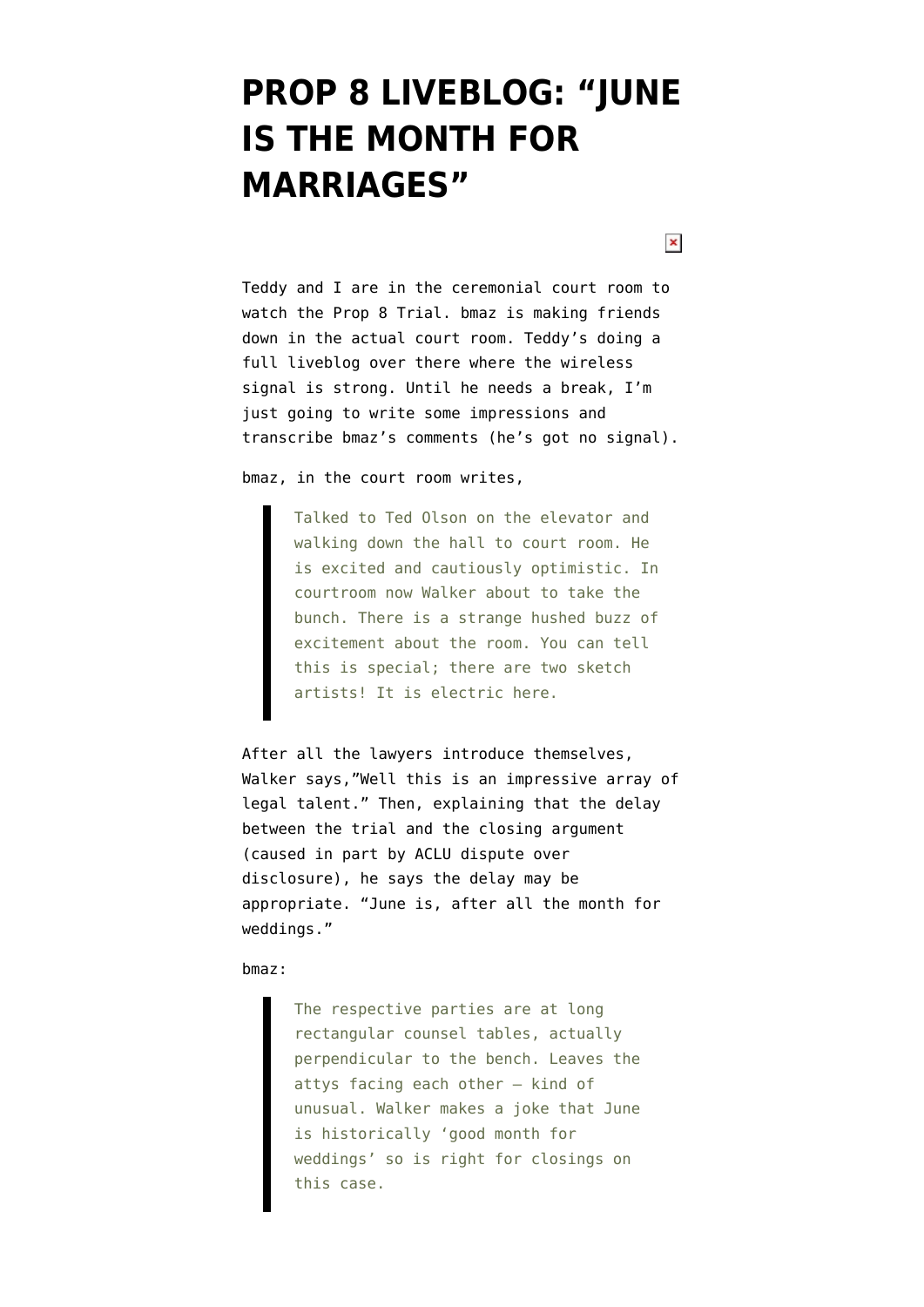# PROP 8 LIVEBLOG: "JUNE IS THE MONTH FOR MARRIAGES"

Teddy and I are in the ceremonial court room to watch the Prop 8 Trial. bmaz is making friends down in the actual court room. Teddy's doing a full liveblog over there where the wireless signal is strong. Until he needs a break, I'm just going to write some impressions and transcribe bmaz's comments (he's got no signal).

bmaz, in the court room writes,

> Talked to Ted Olson on the elevator and walking down the hall to court room. He is excited and cautiously optimistic. In courtroom now Walker about to take the bunch. There is a strange hushed buzz of excitement about the room. You can tell this is special; there are two sketch artists! It is electric here.

After all the lawyers introduce themselves, Walker says,"Well this is an impressive array of legal talent." Then, explaining that the delay between the trial and the closing argument (caused in part by ACLU dispute over disclosure), he says the delay may be appropriate. "June is, after all the month for weddings."

bmaz:

> The respective parties are at long rectangular counsel tables, actually perpendicular to the bench. Leaves the attys facing each other – kind of unusual. Walker makes a joke that June is historically 'good month for weddings' so is right for closings on this case.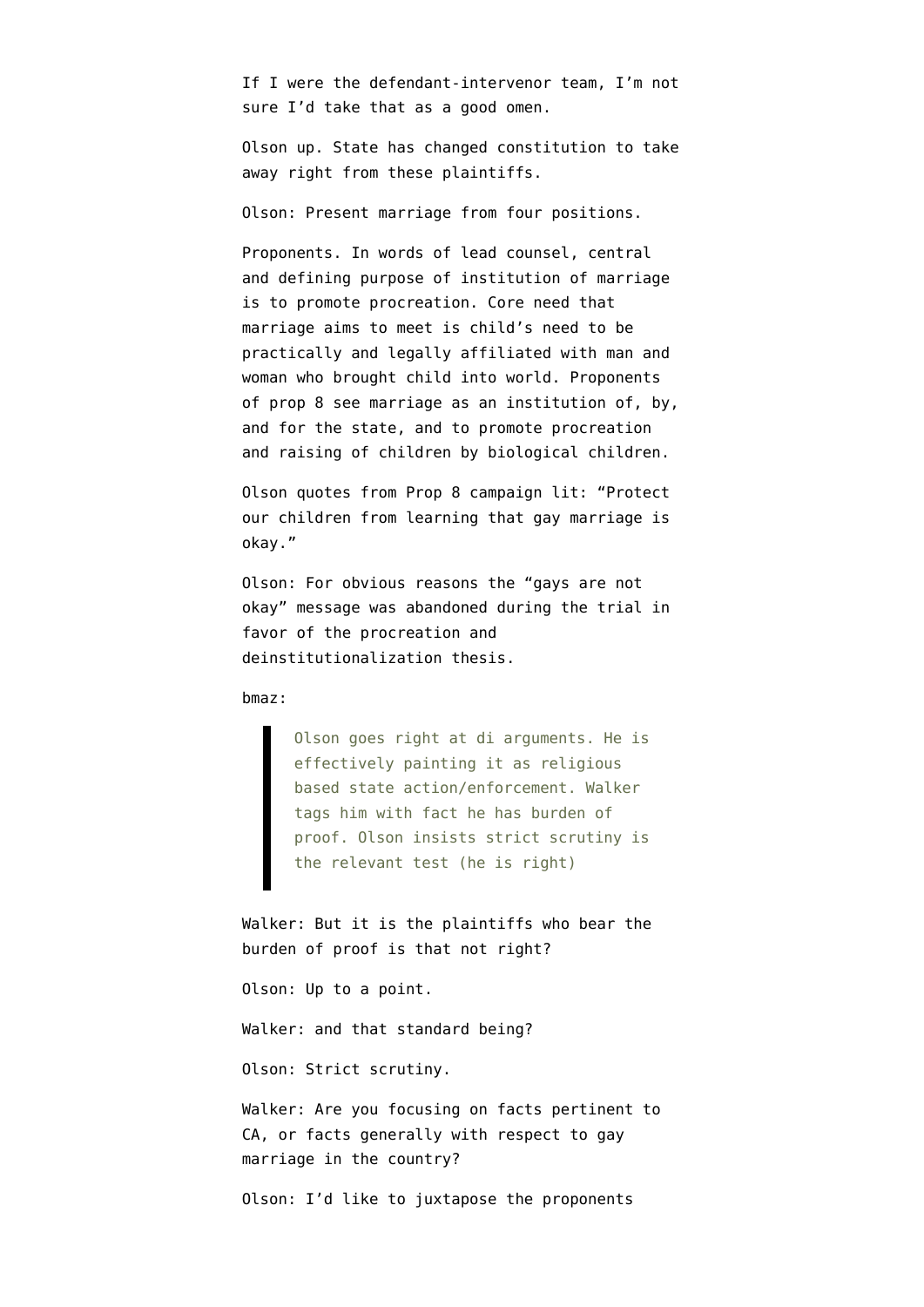If I were the defendant-intervenor team, I'm not sure I'd take that as a good omen.

Olson up. State has changed constitution to take away right from these plaintiffs.

Olson: Present marriage from four positions.

Proponents. In words of lead counsel, central and defining purpose of institution of marriage is to promote procreation. Core need that marriage aims to meet is child's need to be practically and legally affiliated with man and woman who brought child into world. Proponents of prop 8 see marriage as an institution of, by, and for the state, and to promote procreation and raising of children by biological children.

Olson quotes from Prop 8 campaign lit: "Protect our children from learning that gay marriage is okay."

Olson: For obvious reasons the "gays are not okay" message was abandoned during the trial in favor of the procreation and deinstitutionalization thesis.

bmaz:

> Olson goes right at di arguments. He is effectively painting it as religious based state action/enforcement. Walker tags him with fact he has burden of proof. Olson insists strict scrutiny is the relevant test (he is right)

Walker: But it is the plaintiffs who bear the burden of proof is that not right?

Olson: Up to a point.

Walker: and that standard being?

Olson: Strict scrutiny.

Walker: Are you focusing on facts pertinent to CA, or facts generally with respect to gay marriage in the country?

Olson: I'd like to juxtapose the proponents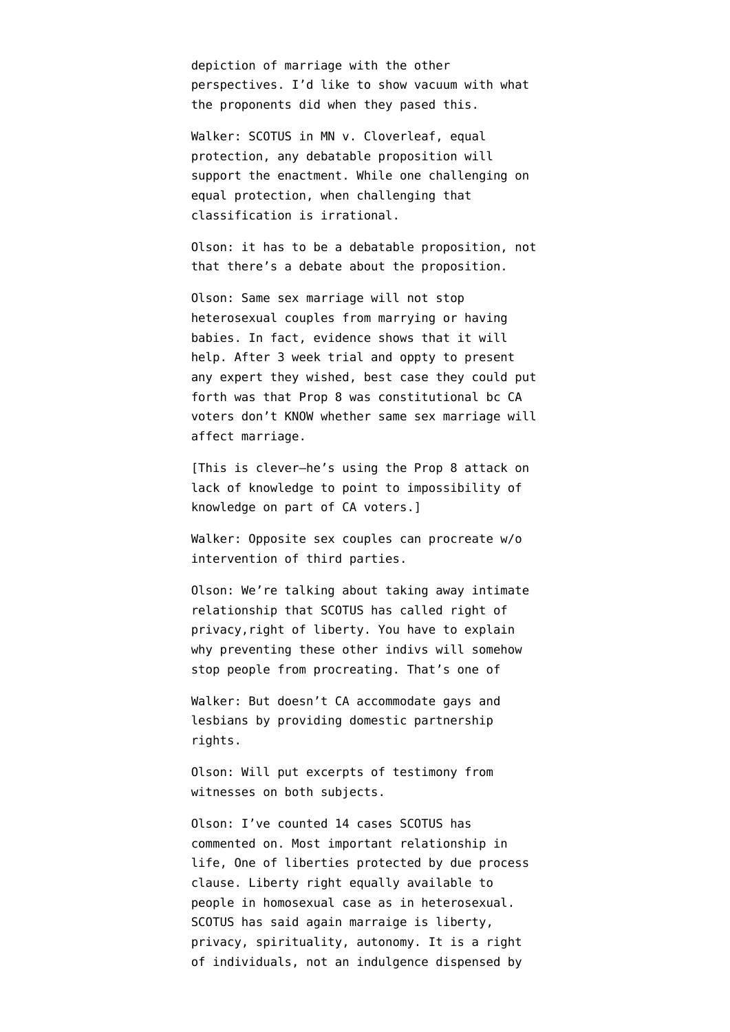depiction of marriage with the other perspectives. I'd like to show vacuum with what the proponents did when they pased this.

Walker: SCOTUS in MN v. Cloverleaf, equal protection, any debatable proposition will support the enactment. While one challenging on equal protection, when challenging that classification is irrational.

Olson: it has to be a debatable proposition, not that there's a debate about the proposition.

Olson: Same sex marriage will not stop heterosexual couples from marrying or having babies. In fact, evidence shows that it will help. After 3 week trial and oppty to present any expert they wished, best case they could put forth was that Prop 8 was constitutional bc CA voters don't KNOW whether same sex marriage will affect marriage.

[This is clever–he's using the Prop 8 attack on lack of knowledge to point to impossibility of knowledge on part of CA voters.]

Walker: Opposite sex couples can procreate w/o intervention of third parties.

Olson: We're talking about taking away intimate relationship that SCOTUS has called right of privacy,right of liberty. You have to explain why preventing these other indivs will somehow stop people from procreating. That's one of

Walker: But doesn't CA accommodate gays and lesbians by providing domestic partnership rights.

Olson: Will put excerpts of testimony from witnesses on both subjects.

Olson: I've counted 14 cases SCOTUS has commented on. Most important relationship in life, One of liberties protected by due process clause. Liberty right equally available to people in homosexual case as in heterosexual. SCOTUS has said again marraige is liberty, privacy, spirituality, autonomy. It is a right of individuals, not an indulgence dispensed by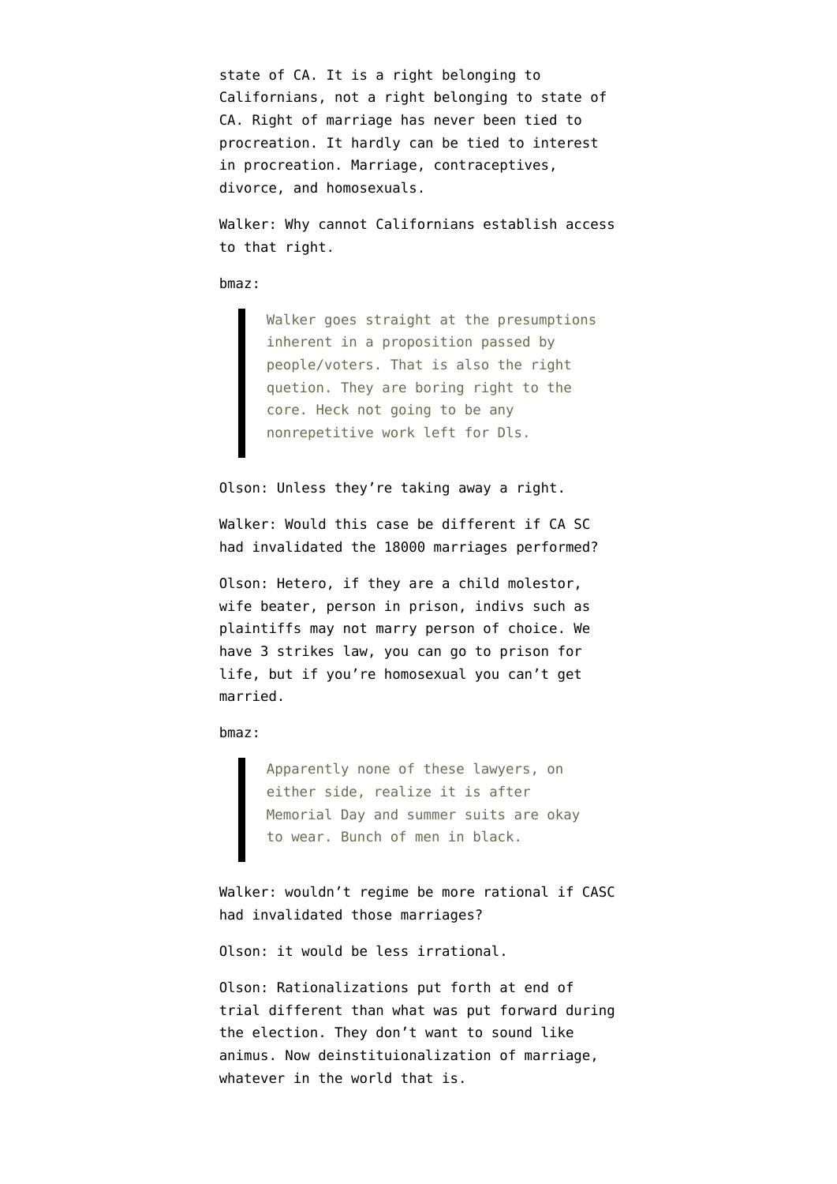state of CA. It is a right belonging to Californians, not a right belonging to state of CA. Right of marriage has never been tied to procreation. It hardly can be tied to interest in procreation. Marriage, contraceptives, divorce, and homosexuals.

Walker: Why cannot Californians establish access to that right.

bmaz:

> Walker goes straight at the presumptions inherent in a proposition passed by people/voters. That is also the right quetion. They are boring right to the core. Heck not going to be any nonrepetitive work left for Dls.

Olson: Unless they're taking away a right.

Walker: Would this case be different if CA SC had invalidated the 18000 marriages performed?

Olson: Hetero, if they are a child molestor, wife beater, person in prison, indivs such as plaintiffs may not marry person of choice. We have 3 strikes law, you can go to prison for life, but if you're homosexual you can't get married.

bmaz:

> Apparently none of these lawyers, on either side, realize it is after Memorial Day and summer suits are okay to wear. Bunch of men in black.

Walker: wouldn't regime be more rational if CASC had invalidated those marriages?

Olson: it would be less irrational.

Olson: Rationalizations put forth at end of trial different than what was put forward during the election. They don't want to sound like animus. Now deinstituionalization of marriage, whatever in the world that is.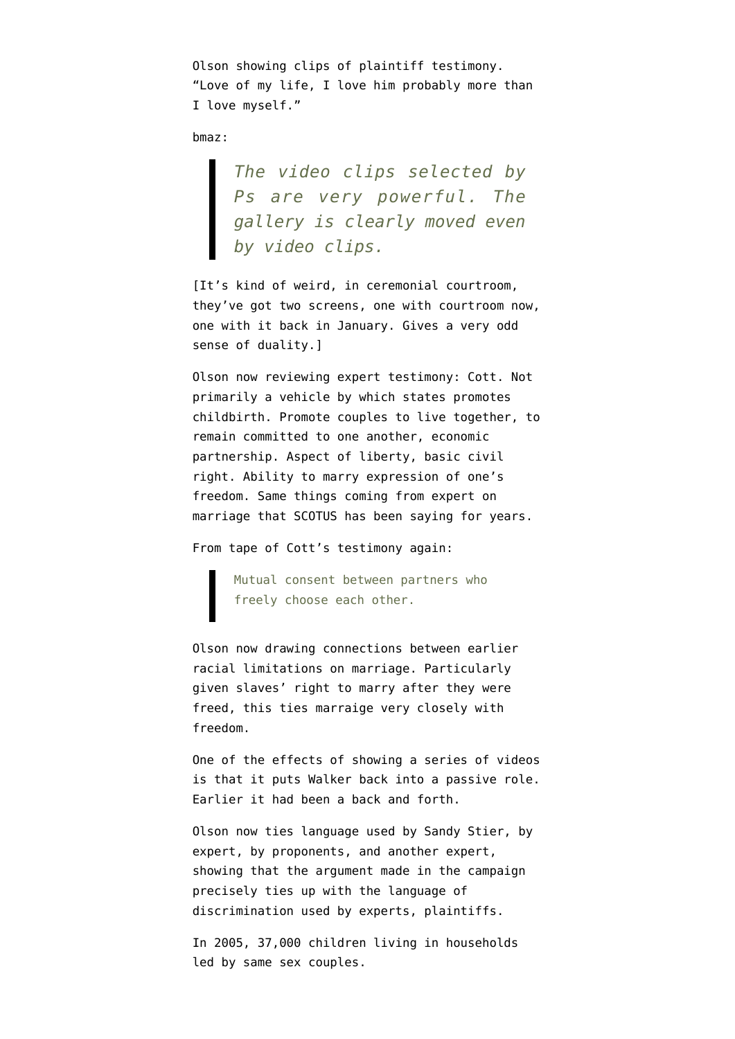Olson showing clips of plaintiff testimony. "Love of my life, I love him probably more than I love myself."

bmaz:

> *The video clips selected by Ps are very powerful. The gallery is clearly moved even by video clips.*

[It's kind of weird, in ceremonial courtroom, they've got two screens, one with courtroom now, one with it back in January. Gives a very odd sense of duality.]

Olson now reviewing expert testimony: Cott. Not primarily a vehicle by which states promotes childbirth. Promote couples to live together, to remain committed to one another, economic partnership. Aspect of liberty, basic civil right. Ability to marry expression of one's freedom. Same things coming from expert on marriage that SCOTUS has been saying for years.

From tape of Cott's testimony again:

> Mutual consent between partners who freely choose each other.

Olson now drawing connections between earlier racial limitations on marriage. Particularly given slaves' right to marry after they were freed, this ties marraige very closely with freedom.

One of the effects of showing a series of videos is that it puts Walker back into a passive role. Earlier it had been a back and forth.

Olson now ties language used by Sandy Stier, by expert, by proponents, and another expert, showing that the argument made in the campaign precisely ties up with the language of discrimination used by experts, plaintiffs.

In 2005, 37,000 children living in households led by same sex couples.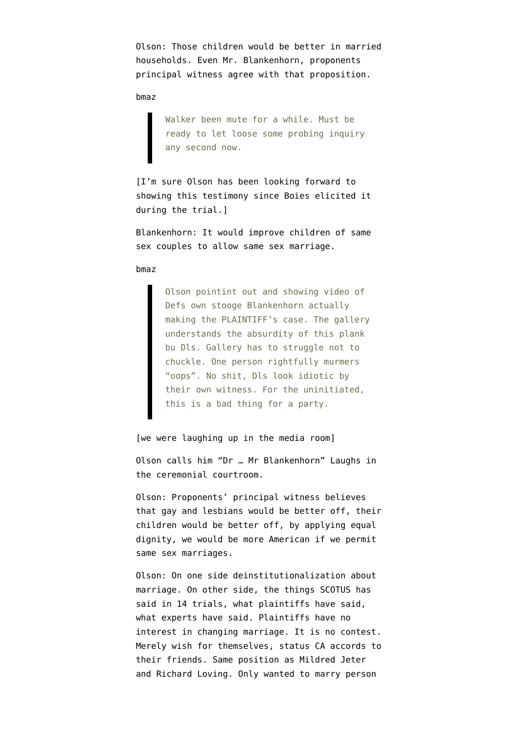Olson: Those children would be better in married households. Even Mr. Blankenhorn, proponents principal witness agree with that proposition.

bmaz

> Walker been mute for a while. Must be ready to let loose some probing inquiry any second now.

[I'm sure Olson has been looking forward to showing this testimony since Boies elicited it during the trial.]

Blankenhorn: It would improve children of same sex couples to allow same sex marriage.

bmaz

> Olson pointint out and showing video of Defs own stooge Blankenhorn actually making the PLAINTIFF's case. The gallery understands the absurdity of this plank bu Dls. Gallery has to struggle not to chuckle. One person rightfully murmers "oops". No shit, Dls look idiotic by their own witness. For the uninitiated, this is a bad thing for a party.

[we were laughing up in the media room]

Olson calls him "Dr … Mr Blankenhorn" Laughs in the ceremonial courtroom.

Olson: Proponents' principal witness believes that gay and lesbians would be better off, their children would be better off, by applying equal dignity, we would be more American if we permit same sex marriages.

Olson: On one side deinstitutionalization about marriage. On other side, the things SCOTUS has said in 14 trials, what plaintiffs have said, what experts have said. Plaintiffs have no interest in changing marriage. It is no contest. Merely wish for themselves, status CA accords to their friends. Same position as Mildred Jeter and Richard Loving. Only wanted to marry person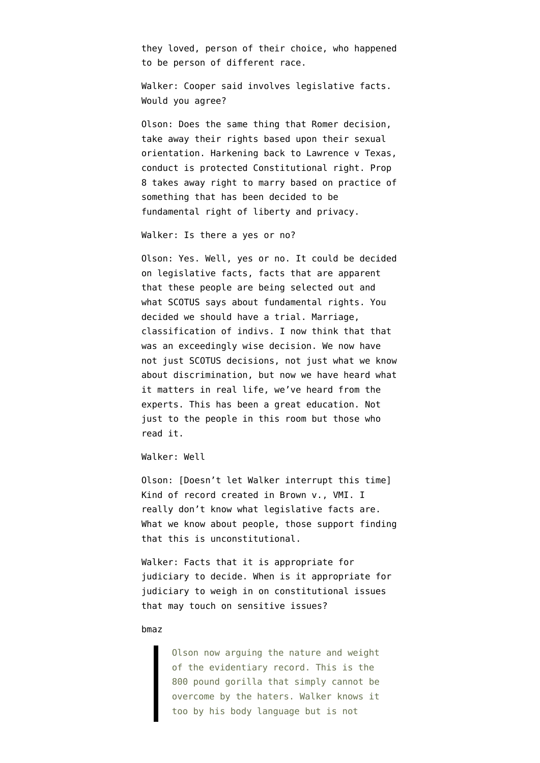they loved, person of their choice, who happened to be person of different race.

Walker: Cooper said involves legislative facts. Would you agree?

Olson: Does the same thing that Romer decision, take away their rights based upon their sexual orientation. Harkening back to Lawrence v Texas, conduct is protected Constitutional right. Prop 8 takes away right to marry based on practice of something that has been decided to be fundamental right of liberty and privacy.

Walker: Is there a yes or no?

Olson: Yes. Well, yes or no. It could be decided on legislative facts, facts that are apparent that these people are being selected out and what SCOTUS says about fundamental rights. You decided we should have a trial. Marriage, classification of indivs. I now think that that was an exceedingly wise decision. We now have not just SCOTUS decisions, not just what we know about discrimination, but now we have heard what it matters in real life, we've heard from the experts. This has been a great education. Not just to the people in this room but those who read it.

Walker: Well

Olson: [Doesn't let Walker interrupt this time] Kind of record created in Brown v., VMI. I really don't know what legislative facts are. What we know about people, those support finding that this is unconstitutional.

Walker: Facts that it is appropriate for judiciary to decide. When is it appropriate for judiciary to weigh in on constitutional issues that may touch on sensitive issues?

bmaz

> Olson now arguing the nature and weight of the evidentiary record. This is the 800 pound gorilla that simply cannot be overcome by the haters. Walker knows it too by his body language but is not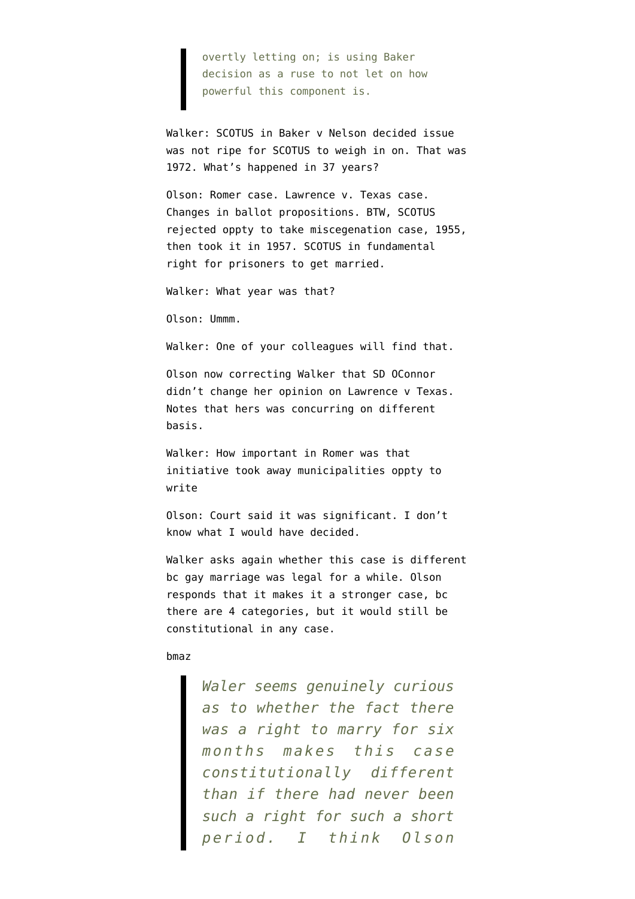> overtly letting on; is using Baker decision as a ruse to not let on how powerful this component is.

Walker: SCOTUS in Baker v Nelson decided issue was not ripe for SCOTUS to weigh in on. That was 1972. What's happened in 37 years?

Olson: Romer case. Lawrence v. Texas case. Changes in ballot propositions. BTW, SCOTUS rejected oppty to take miscegenation case, 1955, then took it in 1957. SCOTUS in fundamental right for prisoners to get married.

Walker: What year was that?

Olson: Ummm.

Walker: One of your colleagues will find that.

Olson now correcting Walker that SD OConnor didn't change her opinion on Lawrence v Texas. Notes that hers was concurring on different basis.

Walker: How important in Romer was that initiative took away municipalities oppty to write

Olson: Court said it was significant. I don't know what I would have decided.

Walker asks again whether this case is different bc gay marriage was legal for a while. Olson responds that it makes it a stronger case, bc there are 4 categories, but it would still be constitutional in any case.

bmaz

> *Waler seems genuinely curious as to whether the fact there was a right to marry for six months makes this case constitutionally different than if there had never been such a right for such a short period. I think Olson*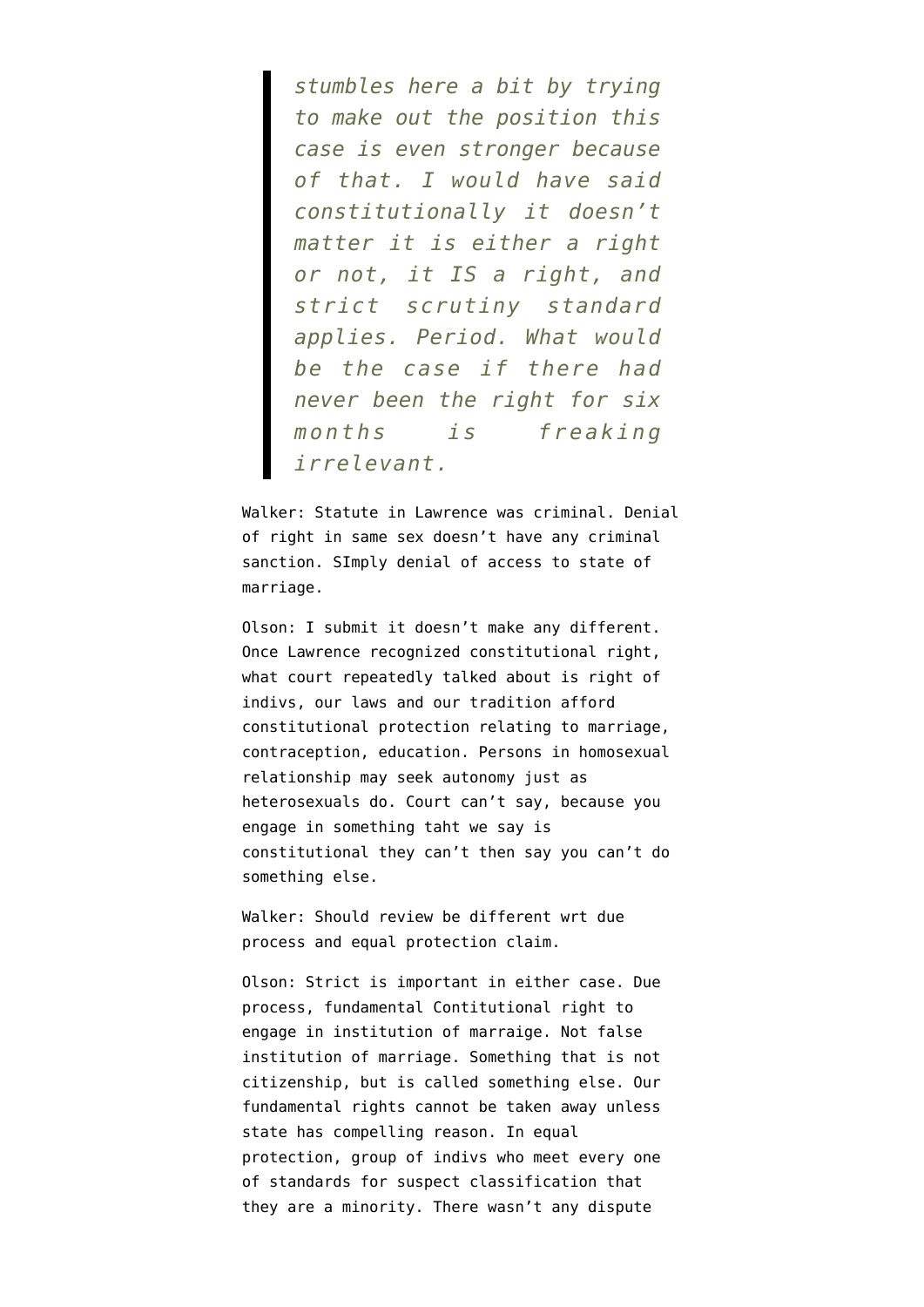> *stumbles here a bit by trying to make out the position this case is even stronger because of that. I would have said constitutionally it doesn't matter it is either a right or not, it IS a right, and strict scrutiny standard applies. Period. What would be the case if there had never been the right for six months is freaking irrelevant.*

Walker: Statute in Lawrence was criminal. Denial of right in same sex doesn't have any criminal sanction. SImply denial of access to state of marriage.

Olson: I submit it doesn't make any different. Once Lawrence recognized constitutional right, what court repeatedly talked about is right of indivs, our laws and our tradition afford constitutional protection relating to marriage, contraception, education. Persons in homosexual relationship may seek autonomy just as heterosexuals do. Court can't say, because you engage in something taht we say is constitutional they can't then say you can't do something else.

Walker: Should review be different wrt due process and equal protection claim.

Olson: Strict is important in either case. Due process, fundamental Contitutional right to engage in institution of marraige. Not false institution of marriage. Something that is not citizenship, but is called something else. Our fundamental rights cannot be taken away unless state has compelling reason. In equal protection, group of indivs who meet every one of standards for suspect classification that they are a minority. There wasn't any dispute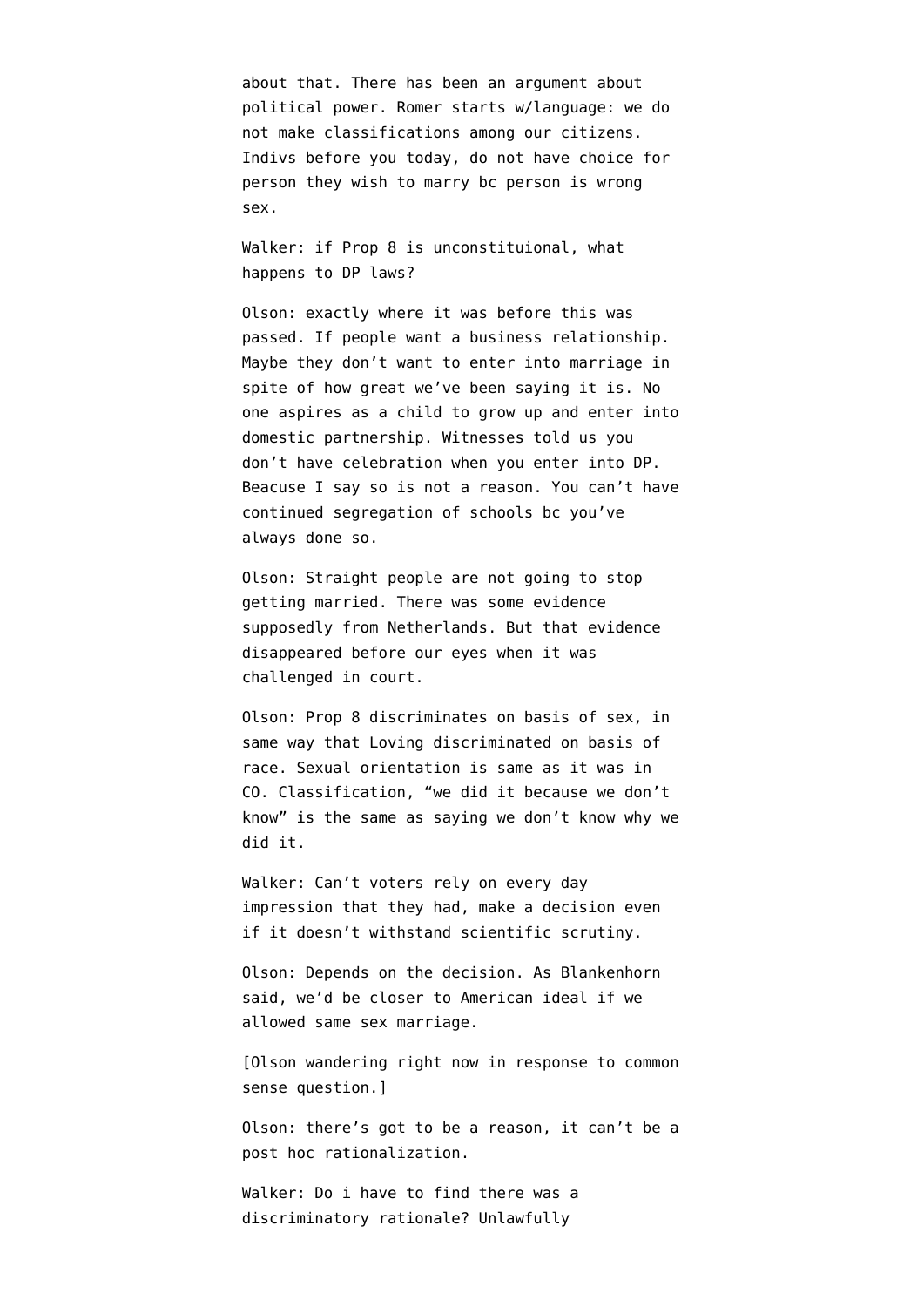about that. There has been an argument about political power. Romer starts w/language: we do not make classifications among our citizens. Indivs before you today, do not have choice for person they wish to marry bc person is wrong sex.

Walker: if Prop 8 is unconstituional, what happens to DP laws?

Olson: exactly where it was before this was passed. If people want a business relationship. Maybe they don't want to enter into marriage in spite of how great we've been saying it is. No one aspires as a child to grow up and enter into domestic partnership. Witnesses told us you don't have celebration when you enter into DP. Beacuse I say so is not a reason. You can't have continued segregation of schools bc you've always done so.

Olson: Straight people are not going to stop getting married. There was some evidence supposedly from Netherlands. But that evidence disappeared before our eyes when it was challenged in court.

Olson: Prop 8 discriminates on basis of sex, in same way that Loving discriminated on basis of race. Sexual orientation is same as it was in CO. Classification, "we did it because we don't know" is the same as saying we don't know why we did it.

Walker: Can't voters rely on every day impression that they had, make a decision even if it doesn't withstand scientific scrutiny.

Olson: Depends on the decision. As Blankenhorn said, we'd be closer to American ideal if we allowed same sex marriage.

[Olson wandering right now in response to common sense question.]

Olson: there's got to be a reason, it can't be a post hoc rationalization.

Walker: Do i have to find there was a discriminatory rationale? Unlawfully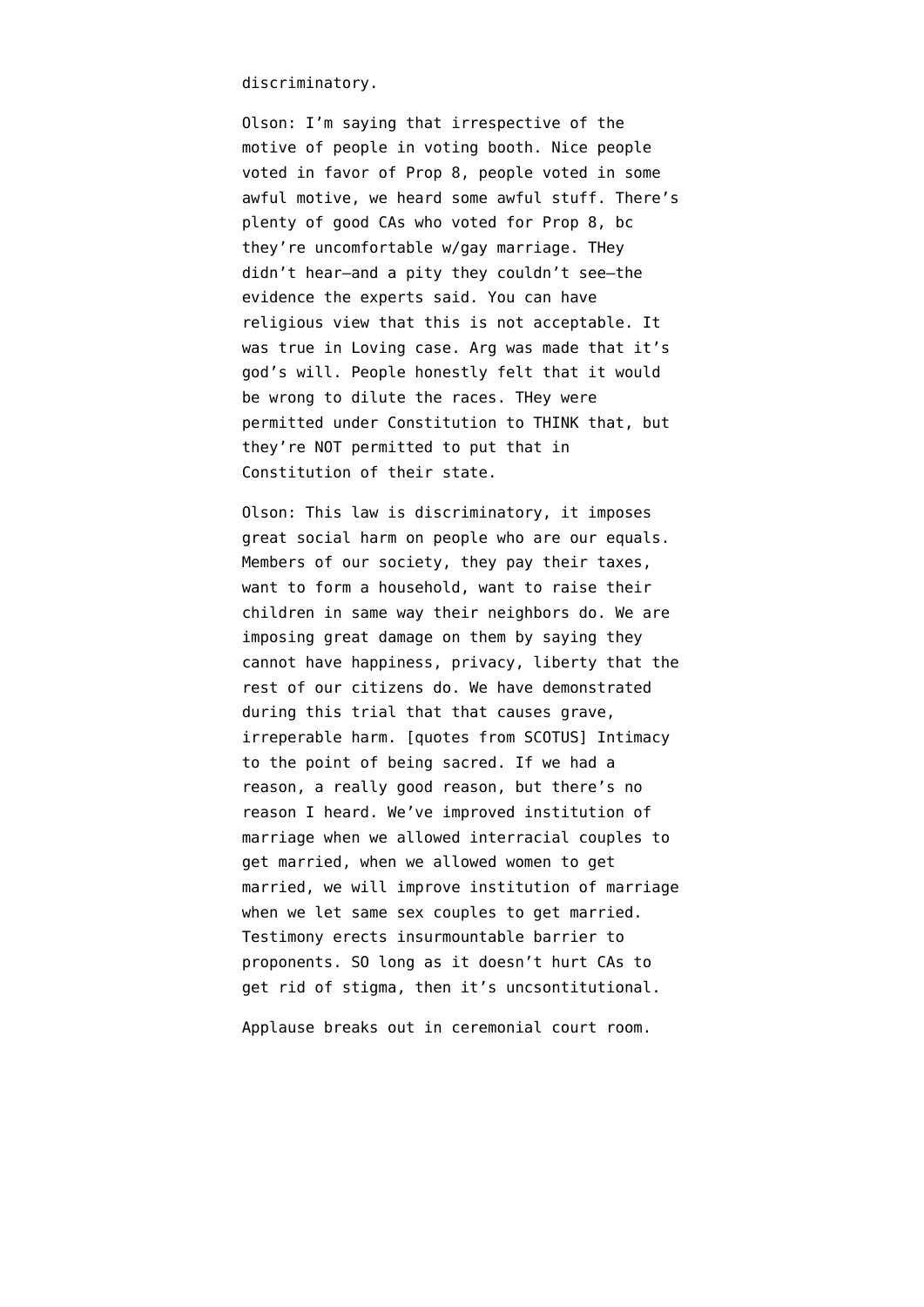discriminatory.

Olson: I'm saying that irrespective of the motive of people in voting booth. Nice people voted in favor of Prop 8, people voted in some awful motive, we heard some awful stuff. There's plenty of good CAs who voted for Prop 8, bc they're uncomfortable w/gay marriage. THey didn't hear–and a pity they couldn't see–the evidence the experts said. You can have religious view that this is not acceptable. It was true in Loving case. Arg was made that it's god's will. People honestly felt that it would be wrong to dilute the races. THey were permitted under Constitution to THINK that, but they're NOT permitted to put that in Constitution of their state.

Olson: This law is discriminatory, it imposes great social harm on people who are our equals. Members of our society, they pay their taxes, want to form a household, want to raise their children in same way their neighbors do. We are imposing great damage on them by saying they cannot have happiness, privacy, liberty that the rest of our citizens do. We have demonstrated during this trial that that causes grave, irreperable harm. [quotes from SCOTUS] Intimacy to the point of being sacred. If we had a reason, a really good reason, but there's no reason I heard. We've improved institution of marriage when we allowed interracial couples to get married, when we allowed women to get married, we will improve institution of marriage when we let same sex couples to get married. Testimony erects insurmountable barrier to proponents. SO long as it doesn't hurt CAs to get rid of stigma, then it's uncsontitutional.

Applause breaks out in ceremonial court room.